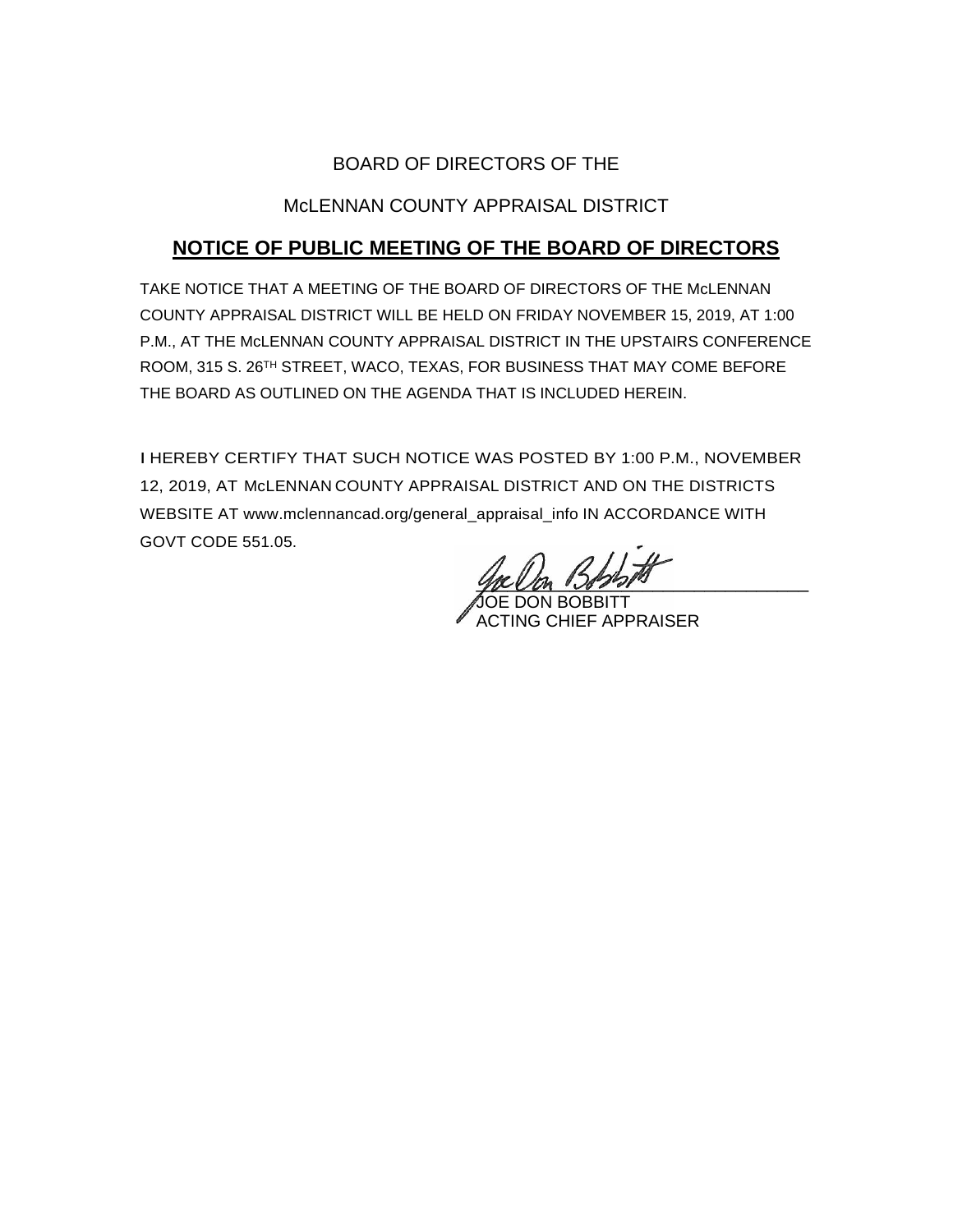BOARD OF DIRECTORS OF THE

McLENNAN COUNTY APPRAISAL DISTRICT

## **NOTICE OF PUBLIC MEETING OF THE BOARD OF DIRECTORS**

TAKE NOTICE THAT A MEETING OF THE BOARD OF DIRECTORS OF THE McLENNAN COUNTY APPRAISAL DISTRICT WILL BE HELD ON FRIDAY NOVEMBER 15, 2019, AT 1:00 P.M., AT THE McLENNAN COUNTY APPRAISAL DISTRICT IN THE UPSTAIRS CONFERENCE ROOM, 315 S. 26TH STREET, WACO, TEXAS, FOR BUSINESS THAT MAY COME BEFORE THE BOARD AS OUTLINED ON THE AGENDA THAT IS INCLUDED HEREIN.

I HEREBY CERTIFY THAT SUCH NOTICE WAS POSTED BY 1:00 P.M., NOVEMBER 12, 2019, AT McLENNAN COUNTY APPRAISAL DISTRICT AND ON THE DISTRICTS WEBSITE AT www.mclennancad.org/general_appraisal_info IN ACCORDANCE WITH GOVT CODE 551.05.

JOE DON BOBBITT
ACTING CHIEF APPRAISER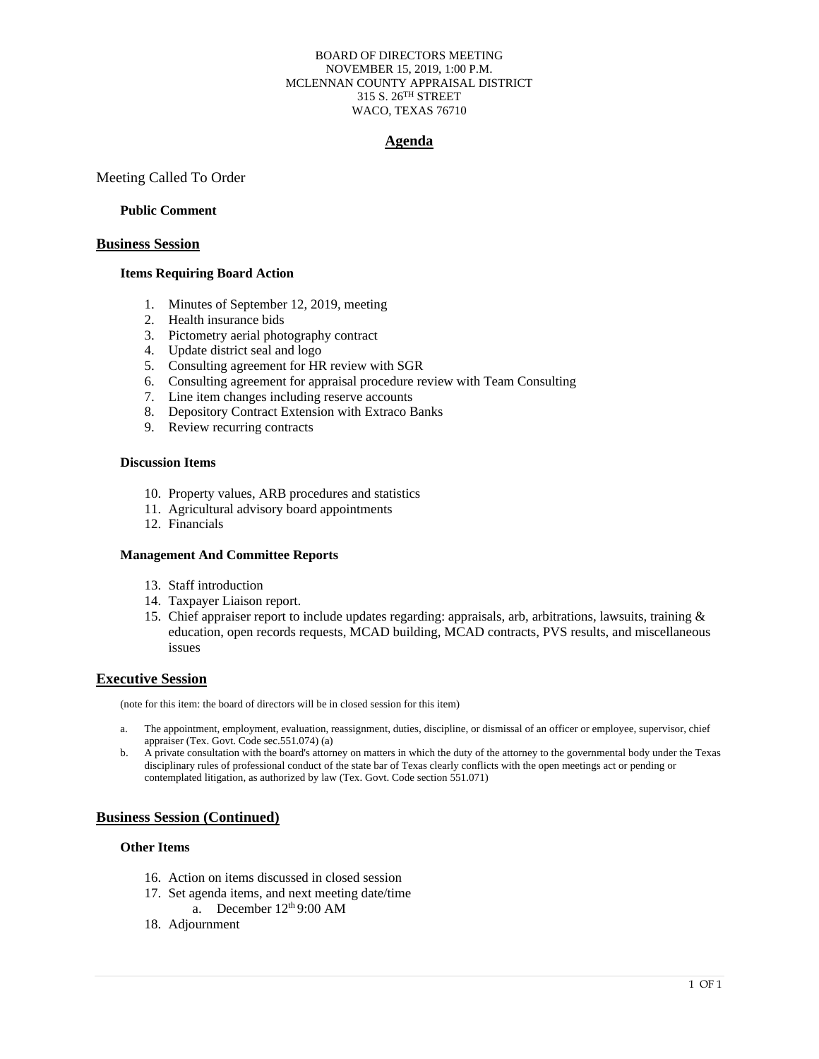BOARD OF DIRECTORS MEETING
NOVEMBER 15, 2019, 1:00 P.M.
MCLENNAN COUNTY APPRAISAL DISTRICT
315 S. 26TH STREET
WACO, TEXAS 76710

# Agenda

Meeting Called To Order

**Public Comment**

## Business Session

### Items Requiring Board Action

1. Minutes of September 12, 2019, meeting
2. Health insurance bids
3. Pictometry aerial photography contract
4. Update district seal and logo
5. Consulting agreement for HR review with SGR
6. Consulting agreement for appraisal procedure review with Team Consulting
7. Line item changes including reserve accounts
8. Depository Contract Extension with Extraco Banks
9. Review recurring contracts

### Discussion Items

10. Property values, ARB procedures and statistics
11. Agricultural advisory board appointments
12. Financials

### Management And Committee Reports

13. Staff introduction
14. Taxpayer Liaison report.
15. Chief appraiser report to include updates regarding: appraisals, arb, arbitrations, lawsuits, training & education, open records requests, MCAD building, MCAD contracts, PVS results, and miscellaneous issues

## Executive Session

(note for this item: the board of directors will be in closed session for this item)

a. The appointment, employment, evaluation, reassignment, duties, discipline, or dismissal of an officer or employee, supervisor, chief appraiser (Tex. Govt. Code sec.551.074) (a)
b. A private consultation with the board's attorney on matters in which the duty of the attorney to the governmental body under the Texas disciplinary rules of professional conduct of the state bar of Texas clearly conflicts with the open meetings act or pending or contemplated litigation, as authorized by law (Tex. Govt. Code section 551.071)

## Business Session (Continued)

### Other Items

16. Action on items discussed in closed session
17. Set agenda items, and next meeting date/time
    a. December 12th 9:00 AM
18. Adjournment